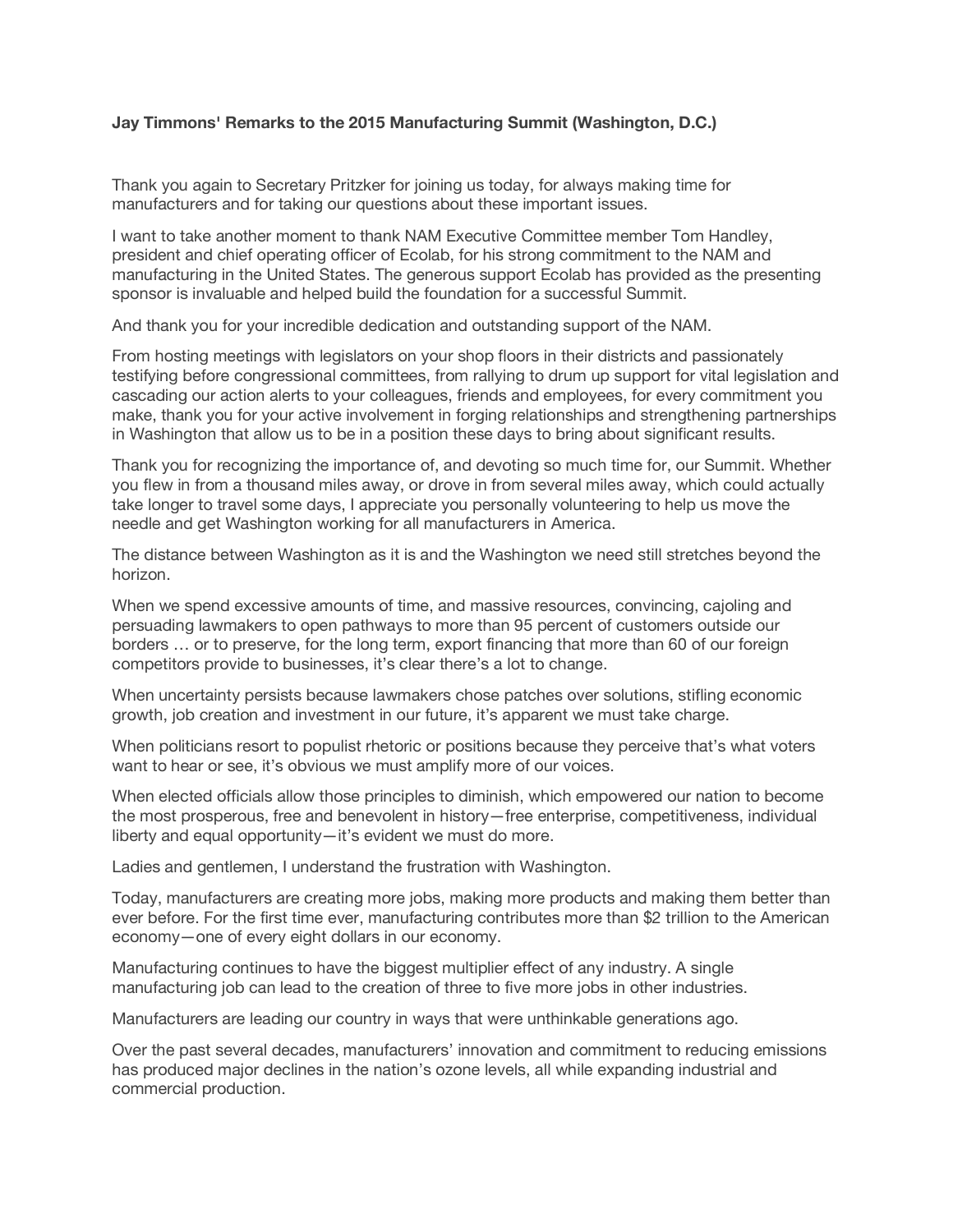**Jay Timmons' Remarks to the 2015 Manufacturing Summit (Washington, D.C.)**

Thank you again to Secretary Pritzker for joining us today, for always making time for manufacturers and for taking our questions about these important issues.

I want to take another moment to thank NAM Executive Committee member Tom Handley, president and chief operating officer of Ecolab, for his strong commitment to the NAM and manufacturing in the United States. The generous support Ecolab has provided as the presenting sponsor is invaluable and helped build the foundation for a successful Summit.

And thank you for your incredible dedication and outstanding support of the NAM.

From hosting meetings with legislators on your shop floors in their districts and passionately testifying before congressional committees, from rallying to drum up support for vital legislation and cascading our action alerts to your colleagues, friends and employees, for every commitment you make, thank you for your active involvement in forging relationships and strengthening partnerships in Washington that allow us to be in a position these days to bring about significant results.

Thank you for recognizing the importance of, and devoting so much time for, our Summit. Whether you flew in from a thousand miles away, or drove in from several miles away, which could actually take longer to travel some days, I appreciate you personally volunteering to help us move the needle and get Washington working for all manufacturers in America.

The distance between Washington as it is and the Washington we need still stretches beyond the horizon.

When we spend excessive amounts of time, and massive resources, convincing, cajoling and persuading lawmakers to open pathways to more than 95 percent of customers outside our borders … or to preserve, for the long term, export financing that more than 60 of our foreign competitors provide to businesses, it's clear there's a lot to change.

When uncertainty persists because lawmakers chose patches over solutions, stifling economic growth, job creation and investment in our future, it's apparent we must take charge.

When politicians resort to populist rhetoric or positions because they perceive that's what voters want to hear or see, it's obvious we must amplify more of our voices.

When elected officials allow those principles to diminish, which empowered our nation to become the most prosperous, free and benevolent in history—free enterprise, competitiveness, individual liberty and equal opportunity—it's evident we must do more.

Ladies and gentlemen, I understand the frustration with Washington.

Today, manufacturers are creating more jobs, making more products and making them better than ever before. For the first time ever, manufacturing contributes more than $2 trillion to the American economy—one of every eight dollars in our economy.

Manufacturing continues to have the biggest multiplier effect of any industry. A single manufacturing job can lead to the creation of three to five more jobs in other industries.

Manufacturers are leading our country in ways that were unthinkable generations ago.

Over the past several decades, manufacturers' innovation and commitment to reducing emissions has produced major declines in the nation's ozone levels, all while expanding industrial and commercial production.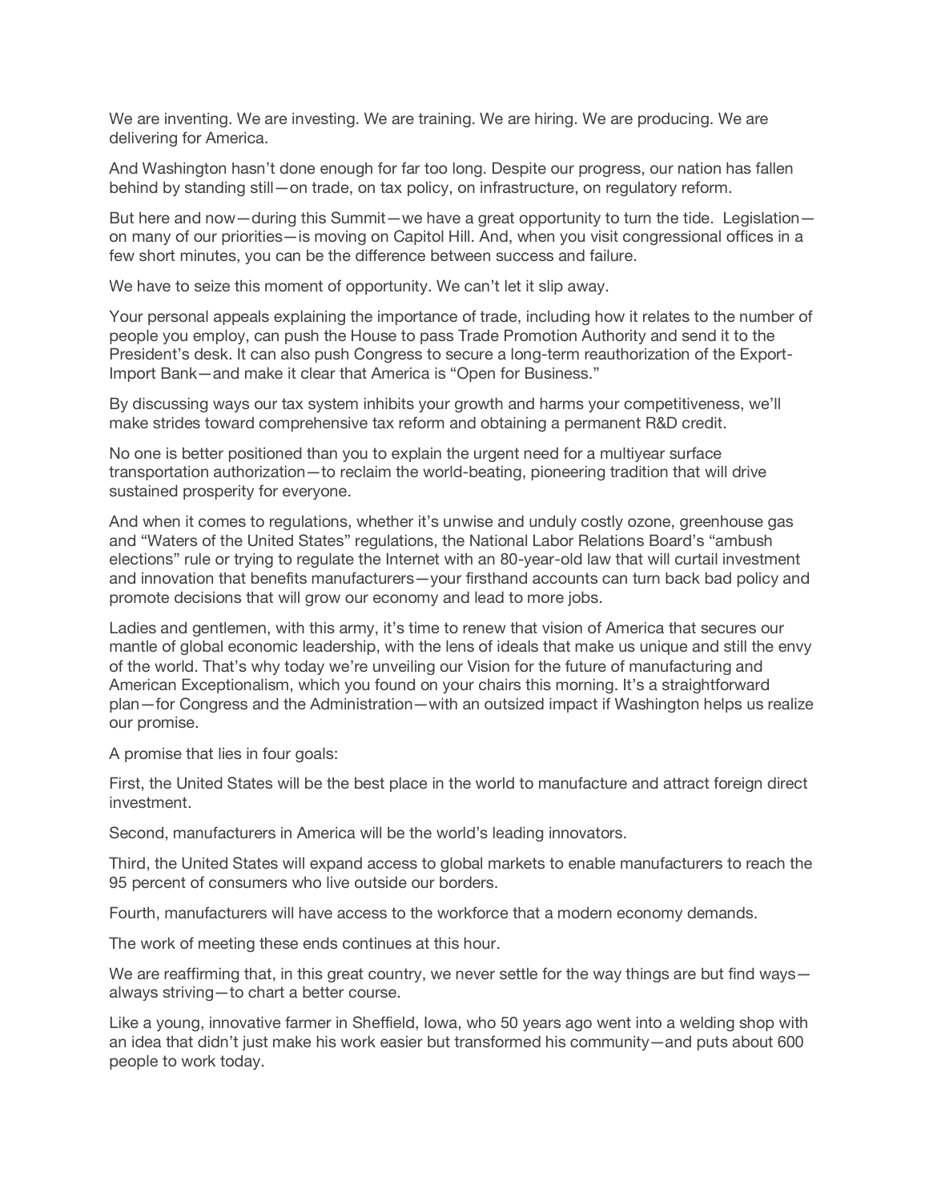We are inventing. We are investing. We are training. We are hiring. We are producing. We are delivering for America.

And Washington hasn't done enough for far too long. Despite our progress, our nation has fallen behind by standing still—on trade, on tax policy, on infrastructure, on regulatory reform.

But here and now—during this Summit—we have a great opportunity to turn the tide. Legislation—on many of our priorities—is moving on Capitol Hill. And, when you visit congressional offices in a few short minutes, you can be the difference between success and failure.

We have to seize this moment of opportunity. We can't let it slip away.

Your personal appeals explaining the importance of trade, including how it relates to the number of people you employ, can push the House to pass Trade Promotion Authority and send it to the President's desk. It can also push Congress to secure a long-term reauthorization of the Export-Import Bank—and make it clear that America is "Open for Business."

By discussing ways our tax system inhibits your growth and harms your competitiveness, we'll make strides toward comprehensive tax reform and obtaining a permanent R&D credit.

No one is better positioned than you to explain the urgent need for a multiyear surface transportation authorization—to reclaim the world-beating, pioneering tradition that will drive sustained prosperity for everyone.

And when it comes to regulations, whether it's unwise and unduly costly ozone, greenhouse gas and "Waters of the United States" regulations, the National Labor Relations Board's "ambush elections" rule or trying to regulate the Internet with an 80-year-old law that will curtail investment and innovation that benefits manufacturers—your firsthand accounts can turn back bad policy and promote decisions that will grow our economy and lead to more jobs.

Ladies and gentlemen, with this army, it's time to renew that vision of America that secures our mantle of global economic leadership, with the lens of ideals that make us unique and still the envy of the world. That's why today we're unveiling our Vision for the future of manufacturing and American Exceptionalism, which you found on your chairs this morning. It's a straightforward plan—for Congress and the Administration—with an outsized impact if Washington helps us realize our promise.

A promise that lies in four goals:

First, the United States will be the best place in the world to manufacture and attract foreign direct investment.

Second, manufacturers in America will be the world's leading innovators.

Third, the United States will expand access to global markets to enable manufacturers to reach the 95 percent of consumers who live outside our borders.

Fourth, manufacturers will have access to the workforce that a modern economy demands.

The work of meeting these ends continues at this hour.

We are reaffirming that, in this great country, we never settle for the way things are but find ways—always striving—to chart a better course.

Like a young, innovative farmer in Sheffield, Iowa, who 50 years ago went into a welding shop with an idea that didn't just make his work easier but transformed his community—and puts about 600 people to work today.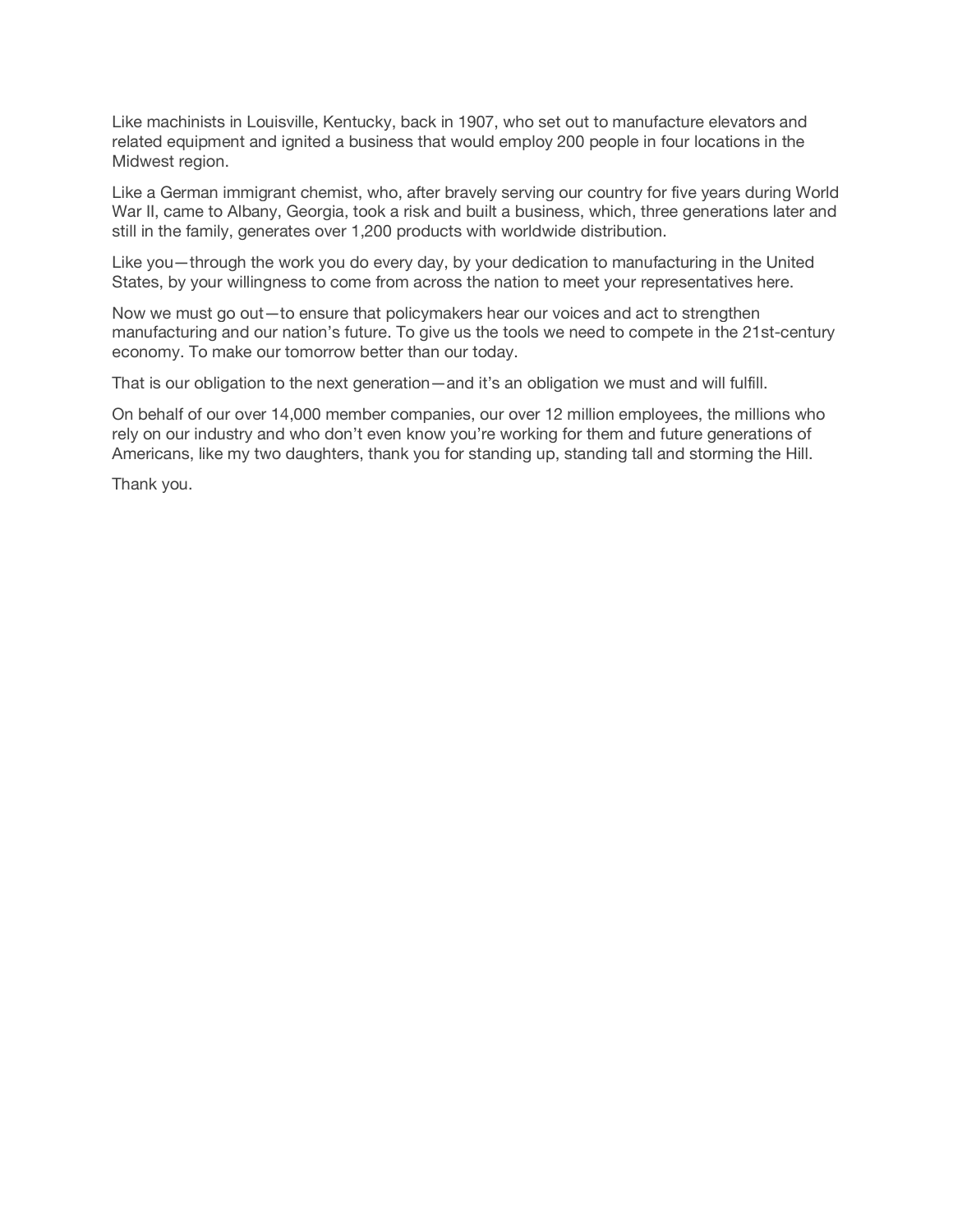Like machinists in Louisville, Kentucky, back in 1907, who set out to manufacture elevators and related equipment and ignited a business that would employ 200 people in four locations in the Midwest region.

Like a German immigrant chemist, who, after bravely serving our country for five years during World War II, came to Albany, Georgia, took a risk and built a business, which, three generations later and still in the family, generates over 1,200 products with worldwide distribution.

Like you—through the work you do every day, by your dedication to manufacturing in the United States, by your willingness to come from across the nation to meet your representatives here.

Now we must go out—to ensure that policymakers hear our voices and act to strengthen manufacturing and our nation's future. To give us the tools we need to compete in the 21st-century economy. To make our tomorrow better than our today.

That is our obligation to the next generation—and it's an obligation we must and will fulfill.

On behalf of our over 14,000 member companies, our over 12 million employees, the millions who rely on our industry and who don't even know you're working for them and future generations of Americans, like my two daughters, thank you for standing up, standing tall and storming the Hill.

Thank you.